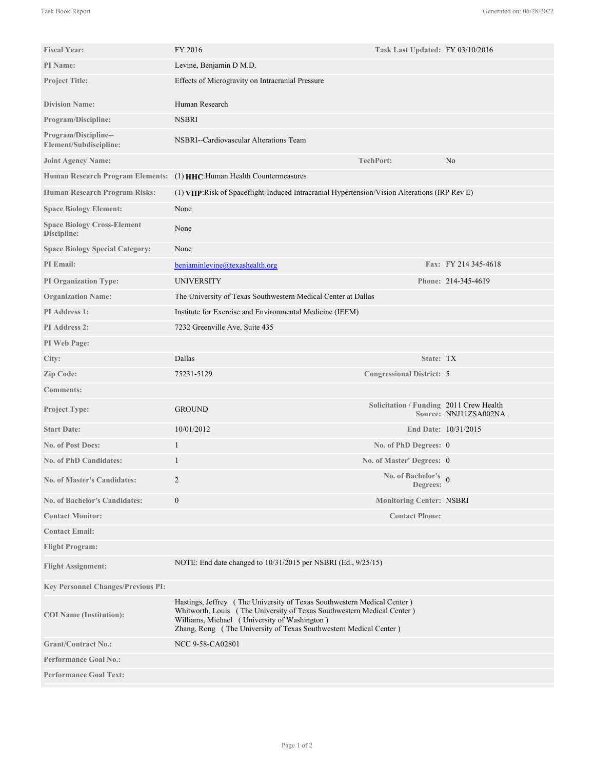| | | | |
|---|---|---|---|
| **Fiscal Year:** | FY 2016 | **Task Last Updated:** | FY 03/10/2016 |
| **PI Name:** | Levine, Benjamin D M.D. | | |
| **Project Title:** | Effects of Microgravity on Intracranial Pressure | | |
| **Division Name:** | Human Research | | |
| **Program/Discipline:** | NSBRI | | |
| **Program/Discipline--Element/Subdiscipline:** | NSBRI--Cardiovascular Alterations Team | | |
| **Joint Agency Name:** | | **TechPort:** | No |
| **Human Research Program Elements:** | (1) **HHC**:Human Health Countermeasures | | |
| **Human Research Program Risks:** | (1) **VIIP**:Risk of Spaceflight-Induced Intracranial Hypertension/Vision Alterations (IRP Rev E) | | |
| **Space Biology Element:** | None | | |
| **Space Biology Cross-Element Discipline:** | None | | |
| **Space Biology Special Category:** | None | | |
| **PI Email:** | benjaminlevine@texashealth.org | **Fax:** | FY 214 345-4618 |
| **PI Organization Type:** | UNIVERSITY | **Phone:** | 214-345-4619 |
| **Organization Name:** | The University of Texas Southwestern Medical Center at Dallas | | |
| **PI Address 1:** | Institute for Exercise and Environmental Medicine (IEEM) | | |
| **PI Address 2:** | 7232 Greenville Ave, Suite 435 | | |
| **PI Web Page:** | | | |
| **City:** | Dallas | **State:** | TX |
| **Zip Code:** | 75231-5129 | **Congressional District:** | 5 |
| **Comments:** | | | |
| **Project Type:** | GROUND | **Solicitation / Funding Source:** | 2011 Crew Health NNJ11ZSA002NA |
| **Start Date:** | 10/01/2012 | **End Date:** | 10/31/2015 |
| **No. of Post Docs:** | 1 | **No. of PhD Degrees:** | 0 |
| **No. of PhD Candidates:** | 1 | **No. of Master' Degrees:** | 0 |
| **No. of Master's Candidates:** | 2 | **No. of Bachelor's Degrees:** | 0 |
| **No. of Bachelor's Candidates:** | 0 | **Monitoring Center:** | NSBRI |
| **Contact Monitor:** | | **Contact Phone:** | |
| **Contact Email:** | | | |
| **Flight Program:** | | | |
| **Flight Assignment:** | NOTE: End date changed to 10/31/2015 per NSBRI (Ed., 9/25/15) | | |
| **Key Personnel Changes/Previous PI:** | | | |
| **COI Name (Institution):** | Hastings, Jeffrey ( The University of Texas Southwestern Medical Center )<br>Whitworth, Louis ( The University of Texas Southwestern Medical Center )<br>Williams, Michael ( University of Washington )<br>Zhang, Rong ( The University of Texas Southwestern Medical Center ) | | |
| **Grant/Contract No.:** | NCC 9-58-CA02801 | | |
| **Performance Goal No.:** | | | |
| **Performance Goal Text:** | | | |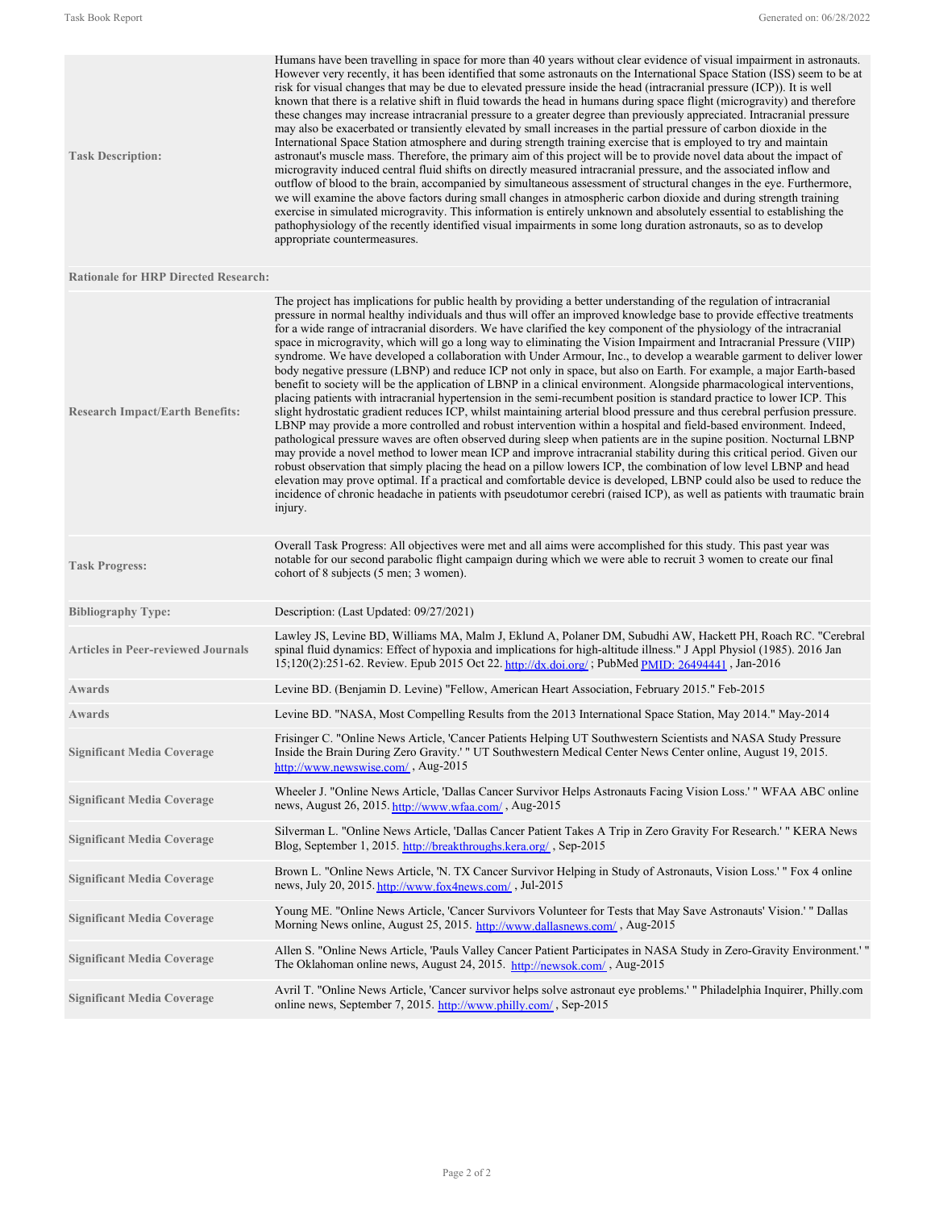| | |
|---|---|
| **Task Description:** | Humans have been travelling in space for more than 40 years without clear evidence of visual impairment in astronauts. However very recently, it has been identified that some astronauts on the International Space Station (ISS) seem to be at risk for visual changes that may be due to elevated pressure inside the head (intracranial pressure (ICP)). It is well known that there is a relative shift in fluid towards the head in humans during space flight (microgravity) and therefore these changes may increase intracranial pressure to a greater degree than previously appreciated. Intracranial pressure may also be exacerbated or transiently elevated by small increases in the partial pressure of carbon dioxide in the International Space Station atmosphere and during strength training exercise that is employed to try and maintain astronaut's muscle mass. Therefore, the primary aim of this project will be to provide novel data about the impact of microgravity induced central fluid shifts on directly measured intracranial pressure, and the associated inflow and outflow of blood to the brain, accompanied by simultaneous assessment of structural changes in the eye. Furthermore, we will examine the above factors during small changes in atmospheric carbon dioxide and during strength training exercise in simulated microgravity. This information is entirely unknown and absolutely essential to establishing the pathophysiology of the recently identified visual impairments in some long duration astronauts, so as to develop appropriate countermeasures. |
| **Rationale for HRP Directed Research:** | |
| **Research Impact/Earth Benefits:** | The project has implications for public health by providing a better understanding of the regulation of intracranial pressure in normal healthy individuals and thus will offer an improved knowledge base to provide effective treatments for a wide range of intracranial disorders. We have clarified the key component of the physiology of the intracranial space in microgravity, which will go a long way to eliminating the Vision Impairment and Intracranial Pressure (VIIP) syndrome. We have developed a collaboration with Under Armour, Inc., to develop a wearable garment to deliver lower body negative pressure (LBNP) and reduce ICP not only in space, but also on Earth. For example, a major Earth-based benefit to society will be the application of LBNP in a clinical environment. Alongside pharmacological interventions, placing patients with intracranial hypertension in the semi-recumbent position is standard practice to lower ICP. This slight hydrostatic gradient reduces ICP, whilst maintaining arterial blood pressure and thus cerebral perfusion pressure. LBNP may provide a more controlled and robust intervention within a hospital and field-based environment. Indeed, pathological pressure waves are often observed during sleep when patients are in the supine position. Nocturnal LBNP may provide a novel method to lower mean ICP and improve intracranial stability during this critical period. Given our robust observation that simply placing the head on a pillow lowers ICP, the combination of low level LBNP and head elevation may prove optimal. If a practical and comfortable device is developed, LBNP could also be used to reduce the incidence of chronic headache in patients with pseudotumor cerebri (raised ICP), as well as patients with traumatic brain injury. |
| **Task Progress:** | Overall Task Progress: All objectives were met and all aims were accomplished for this study. This past year was notable for our second parabolic flight campaign during which we were able to recruit 3 women to create our final cohort of 8 subjects (5 men; 3 women). |
| **Bibliography Type:** | Description: (Last Updated: 09/27/2021) |
| **Articles in Peer-reviewed Journals** | Lawley JS, Levine BD, Williams MA, Malm J, Eklund A, Polaner DM, Subudhi AW, Hackett PH, Roach RC. "Cerebral spinal fluid dynamics: Effect of hypoxia and implications for high-altitude illness." J Appl Physiol (1985). 2016 Jan 15;120(2):251-62. Review. Epub 2015 Oct 22. http://dx.doi.org/ ; PubMed PMID: 26494441 , Jan-2016 |
| **Awards** | Levine BD. (Benjamin D. Levine) "Fellow, American Heart Association, February 2015." Feb-2015 |
| **Awards** | Levine BD. "NASA, Most Compelling Results from the 2013 International Space Station, May 2014." May-2014 |
| **Significant Media Coverage** | Frisinger C. "Online News Article, 'Cancer Patients Helping UT Southwestern Scientists and NASA Study Pressure Inside the Brain During Zero Gravity.' " UT Southwestern Medical Center News Center online, August 19, 2015. http://www.newswise.com/ , Aug-2015 |
| **Significant Media Coverage** | Wheeler J. "Online News Article, 'Dallas Cancer Survivor Helps Astronauts Facing Vision Loss.' " WFAA ABC online news, August 26, 2015. http://www.wfaa.com/ , Aug-2015 |
| **Significant Media Coverage** | Silverman L. "Online News Article, 'Dallas Cancer Patient Takes A Trip in Zero Gravity For Research.' " KERA News Blog, September 1, 2015. http://breakthroughs.kera.org/ , Sep-2015 |
| **Significant Media Coverage** | Brown L. "Online News Article, 'N. TX Cancer Survivor Helping in Study of Astronauts, Vision Loss.' " Fox 4 online news, July 20, 2015. http://www.fox4news.com/ , Jul-2015 |
| **Significant Media Coverage** | Young ME. "Online News Article, 'Cancer Survivors Volunteer for Tests that May Save Astronauts' Vision.' " Dallas Morning News online, August 25, 2015. http://www.dallasnews.com/ , Aug-2015 |
| **Significant Media Coverage** | Allen S. "Online News Article, 'Pauls Valley Cancer Patient Participates in NASA Study in Zero-Gravity Environment.' " The Oklahoman online news, August 24, 2015. http://newsok.com/ , Aug-2015 |
| **Significant Media Coverage** | Avril T. "Online News Article, 'Cancer survivor helps solve astronaut eye problems.' " Philadelphia Inquirer, Philly.com online news, September 7, 2015. http://www.philly.com/ , Sep-2015 |